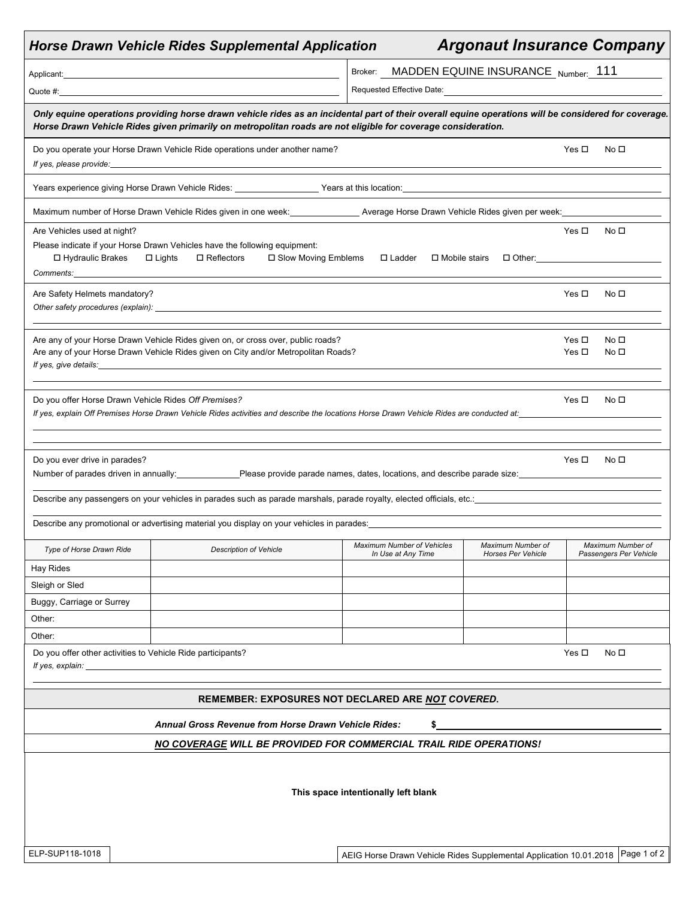# Horse Drawn Vehicle Rides Supplemental Application

## Argonaut Insurance Company

Applicant: ____________________

Quote #: ____________________

Broker: MADDEN EQUINE INSURANCE Number: 111

Requested Effective Date: ____________________

***Only equine operations providing horse drawn vehicle rides as an incidental part of their overall equine operations will be considered for coverage. Horse Drawn Vehicle Rides given primarily on metropolitan roads are not eligible for coverage consideration.***

Do you operate your Horse Drawn Vehicle Ride operations under another name? Yes ☐ No ☐

*If yes, please provide:* ____________________

Years experience giving Horse Drawn Vehicle Rides: __________ Years at this location: __________

Maximum number of Horse Drawn Vehicle Rides given in one week: __________ Average Horse Drawn Vehicle Rides given per week: __________

Are Vehicles used at night? Yes ☐ No ☐

Please indicate if your Horse Drawn Vehicles have the following equipment:

☐ Hydraulic Brakes ☐ Lights ☐ Reflectors ☐ Slow Moving Emblems ☐ Ladder ☐ Mobile stairs ☐ Other: __________

*Comments:* ____________________

Are Safety Helmets mandatory? Yes ☐ No ☐

*Other safety procedures (explain):* ____________________

Are any of your Horse Drawn Vehicle Rides given on, or cross over, public roads? Yes ☐ No ☐

Are any of your Horse Drawn Vehicle Rides given on City and/or Metropolitan Roads? Yes ☐ No ☐

*If yes, give details:* ____________________

Do you offer Horse Drawn Vehicle Rides *Off Premises?* Yes ☐ No ☐

*If yes, explain Off Premises Horse Drawn Vehicle Rides activities and describe the locations Horse Drawn Vehicle Rides are conducted at:* ____________________

Do you ever drive in parades? Yes ☐ No ☐

Number of parades driven in annually: __________ Please provide parade names, dates, locations, and describe parade size: ____________________

Describe any passengers on your vehicles in parades such as parade marshals, parade royalty, elected officials, etc.: ____________________

Describe any promotional or advertising material you display on your vehicles in parades: ____________________

| *Type of Horse Drawn Ride* | *Description of Vehicle* | *Maximum Number of Vehicles In Use at Any Time* | *Maximum Number of Horses Per Vehicle* | *Maximum Number of Passengers Per Vehicle* |
|---|---|---|---|---|
| Hay Rides | | | | |
| Sleigh or Sled | | | | |
| Buggy, Carriage or Surrey | | | | |
| Other: | | | | |
| Other: | | | | |

Do you offer other activities to Vehicle Ride participants? Yes ☐ No ☐

*If yes, explain:* ____________________

**REMEMBER: EXPOSURES NOT DECLARED ARE *NOT* COVERED.**

***Annual Gross Revenue from Horse Drawn Vehicle Rides:*** **$** __________

***NO COVERAGE WILL BE PROVIDED FOR COMMERCIAL TRAIL RIDE OPERATIONS!***

**This space intentionally left blank**

ELP-SUP118-1018

AEIG Horse Drawn Vehicle Rides Supplemental Application 10.01.2018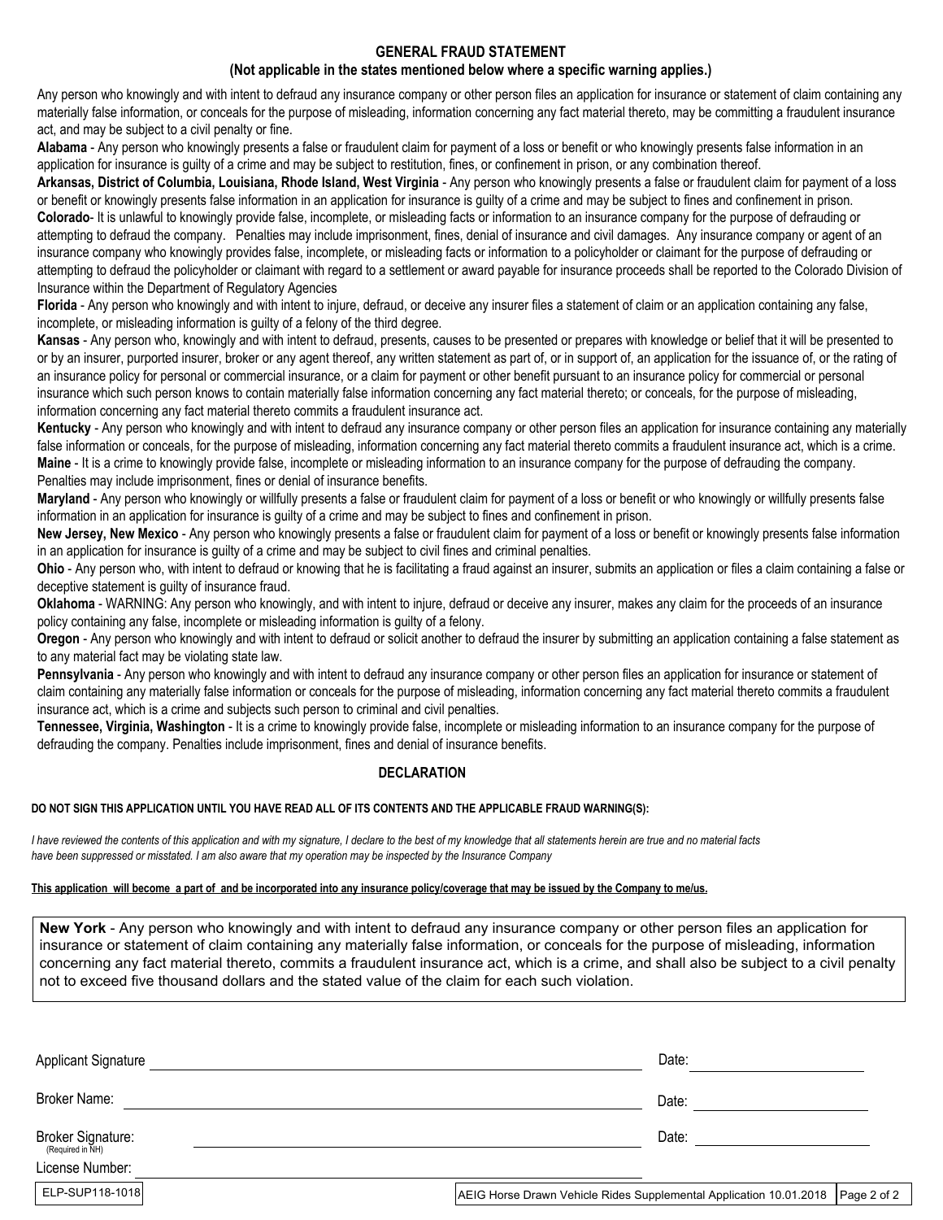## GENERAL FRAUD STATEMENT

**(Not applicable in the states mentioned below where a specific warning applies.)**

Any person who knowingly and with intent to defraud any insurance company or other person files an application for insurance or statement of claim containing any materially false information, or conceals for the purpose of misleading, information concerning any fact material thereto, may be committing a fraudulent insurance act, and may be subject to a civil penalty or fine.

**Alabama** - Any person who knowingly presents a false or fraudulent claim for payment of a loss or benefit or who knowingly presents false information in an application for insurance is guilty of a crime and may be subject to restitution, fines, or confinement in prison, or any combination thereof.

**Arkansas, District of Columbia, Louisiana, Rhode Island, West Virginia** - Any person who knowingly presents a false or fraudulent claim for payment of a loss or benefit or knowingly presents false information in an application for insurance is guilty of a crime and may be subject to fines and confinement in prison.

**Colorado**- It is unlawful to knowingly provide false, incomplete, or misleading facts or information to an insurance company for the purpose of defrauding or attempting to defraud the company. Penalties may include imprisonment, fines, denial of insurance and civil damages. Any insurance company or agent of an insurance company who knowingly provides false, incomplete, or misleading facts or information to a policyholder or claimant for the purpose of defrauding or attempting to defraud the policyholder or claimant with regard to a settlement or award payable for insurance proceeds shall be reported to the Colorado Division of Insurance within the Department of Regulatory Agencies

**Florida** - Any person who knowingly and with intent to injure, defraud, or deceive any insurer files a statement of claim or an application containing any false, incomplete, or misleading information is guilty of a felony of the third degree.

**Kansas** - Any person who, knowingly and with intent to defraud, presents, causes to be presented or prepares with knowledge or belief that it will be presented to or by an insurer, purported insurer, broker or any agent thereof, any written statement as part of, or in support of, an application for the issuance of, or the rating of an insurance policy for personal or commercial insurance, or a claim for payment or other benefit pursuant to an insurance policy for commercial or personal insurance which such person knows to contain materially false information concerning any fact material thereto; or conceals, for the purpose of misleading, information concerning any fact material thereto commits a fraudulent insurance act.

**Kentucky** - Any person who knowingly and with intent to defraud any insurance company or other person files an application for insurance containing any materially false information or conceals, for the purpose of misleading, information concerning any fact material thereto commits a fraudulent insurance act, which is a crime.

**Maine** - It is a crime to knowingly provide false, incomplete or misleading information to an insurance company for the purpose of defrauding the company. Penalties may include imprisonment, fines or denial of insurance benefits.

**Maryland** - Any person who knowingly or willfully presents a false or fraudulent claim for payment of a loss or benefit or who knowingly or willfully presents false information in an application for insurance is guilty of a crime and may be subject to fines and confinement in prison.

**New Jersey, New Mexico** - Any person who knowingly presents a false or fraudulent claim for payment of a loss or benefit or knowingly presents false information in an application for insurance is guilty of a crime and may be subject to civil fines and criminal penalties.

**Ohio** - Any person who, with intent to defraud or knowing that he is facilitating a fraud against an insurer, submits an application or files a claim containing a false or deceptive statement is guilty of insurance fraud.

**Oklahoma** - WARNING: Any person who knowingly, and with intent to injure, defraud or deceive any insurer, makes any claim for the proceeds of an insurance policy containing any false, incomplete or misleading information is guilty of a felony.

**Oregon** - Any person who knowingly and with intent to defraud or solicit another to defraud the insurer by submitting an application containing a false statement as to any material fact may be violating state law.

**Pennsylvania** - Any person who knowingly and with intent to defraud any insurance company or other person files an application for insurance or statement of claim containing any materially false information or conceals for the purpose of misleading, information concerning any fact material thereto commits a fraudulent insurance act, which is a crime and subjects such person to criminal and civil penalties.

**Tennessee, Virginia, Washington** - It is a crime to knowingly provide false, incomplete or misleading information to an insurance company for the purpose of defrauding the company. Penalties include imprisonment, fines and denial of insurance benefits.

## DECLARATION

**DO NOT SIGN THIS APPLICATION UNTIL YOU HAVE READ ALL OF ITS CONTENTS AND THE APPLICABLE FRAUD WARNING(S):**

*I have reviewed the contents of this application and with my signature, I declare to the best of my knowledge that all statements herein are true and no material facts have been suppressed or misstated. I am also aware that my operation may be inspected by the Insurance Company*

**This application will become a part of and be incorporated into any insurance policy/coverage that may be issued by the Company to me/us.**

**New York** - Any person who knowingly and with intent to defraud any insurance company or other person files an application for insurance or statement of claim containing any materially false information, or conceals for the purpose of misleading, information concerning any fact material thereto, commits a fraudulent insurance act, which is a crime, and shall also be subject to a civil penalty not to exceed five thousand dollars and the stated value of the claim for each such violation.

Applicant Signature ______________________________ Date: ______________

Broker Name: ______________________________ Date: ______________

Broker Signature: (Required in NH) ______________________________ Date: ______________

License Number: ______________________________

ELP-SUP118-1018

AEIG Horse Drawn Vehicle Rides Supplemental Application 10.01.2018